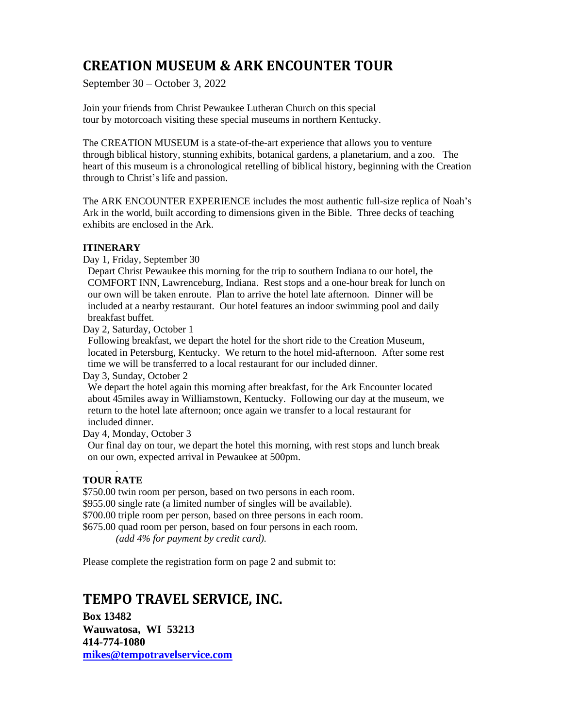# CREATION MUSEUM & ARK ENCOUNTER TOUR

September 30 – October 3, 2022

Join your friends from Christ Pewaukee Lutheran Church on this special tour by motorcoach visiting these special museums in northern Kentucky.

The CREATION MUSEUM is a state-of-the-art experience that allows you to venture through biblical history, stunning exhibits, botanical gardens, a planetarium, and a zoo. The heart of this museum is a chronological retelling of biblical history, beginning with the Creation through to Christ's life and passion.

The ARK ENCOUNTER EXPERIENCE includes the most authentic full-size replica of Noah's Ark in the world, built according to dimensions given in the Bible. Three decks of teaching exhibits are enclosed in the Ark.

**ITINERARY**

Day 1, Friday, September 30

Depart Christ Pewaukee this morning for the trip to southern Indiana to our hotel, the COMFORT INN, Lawrenceburg, Indiana. Rest stops and a one-hour break for lunch on our own will be taken enroute. Plan to arrive the hotel late afternoon. Dinner will be included at a nearby restaurant. Our hotel features an indoor swimming pool and daily breakfast buffet.

Day 2, Saturday, October 1

Following breakfast, we depart the hotel for the short ride to the Creation Museum, located in Petersburg, Kentucky. We return to the hotel mid-afternoon. After some rest time we will be transferred to a local restaurant for our included dinner.

Day 3, Sunday, October 2

We depart the hotel again this morning after breakfast, for the Ark Encounter located about 45miles away in Williamstown, Kentucky. Following our day at the museum, we return to the hotel late afternoon; once again we transfer to a local restaurant for included dinner.

Day 4, Monday, October 3

Our final day on tour, we depart the hotel this morning, with rest stops and lunch break on our own, expected arrival in Pewaukee at 500pm.

**TOUR RATE**

\$750.00 twin room per person, based on two persons in each room.
\$955.00 single rate (a limited number of singles will be available).
\$700.00 triple room per person, based on three persons in each room.
\$675.00 quad room per person, based on four persons in each room.

*(add 4% for payment by credit card).*

Please complete the registration form on page 2 and submit to:

## TEMPO TRAVEL SERVICE, INC.

**Box 13482**
**Wauwatosa, WI 53213**
**414-774-1080**
**mikes@tempotravelservice.com**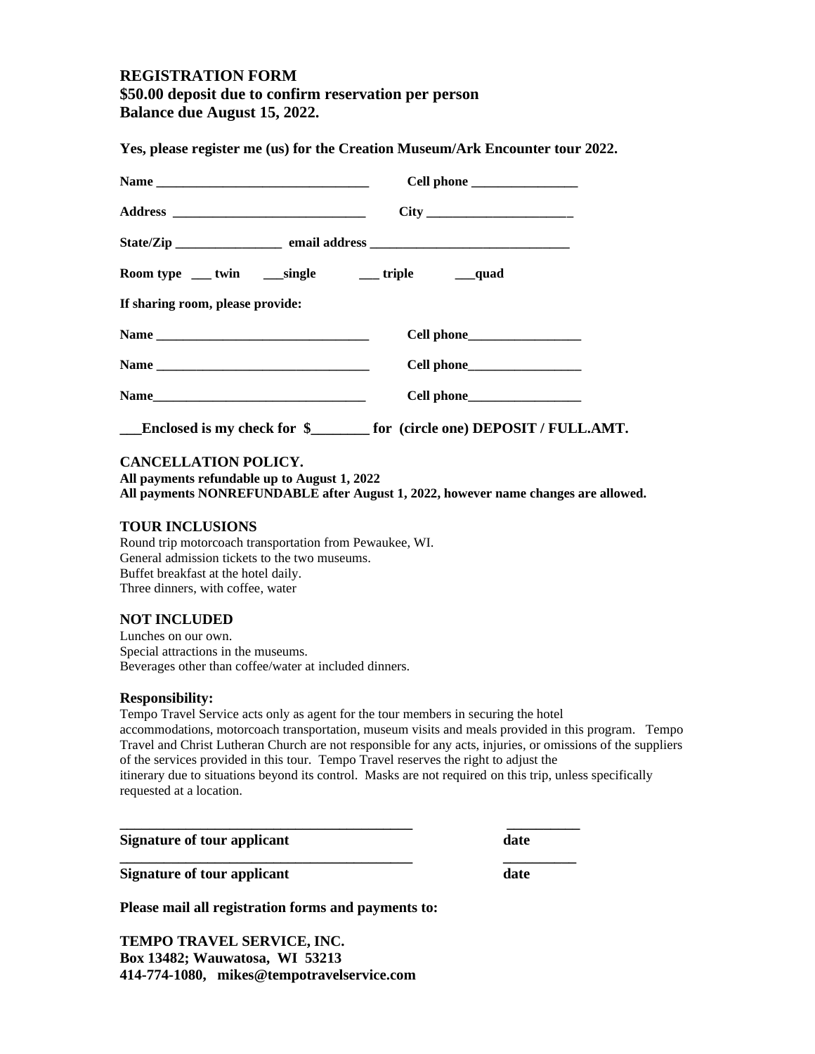**REGISTRATION FORM**
**$50.00 deposit due to confirm reservation per person**
**Balance due August 15, 2022.**

**Yes, please register me (us) for the Creation Museum/Ark Encounter tour 2022.**

**Name** ________________________________ **Cell phone** ________________

**Address** _____________________________ **City** ______________________

**State/Zip** ________________ **email address** ______________________________

**Room type** ___ **twin** ___**single** ___ **triple** ___**quad**

**If sharing room, please provide:**

**Name** ________________________________ **Cell phone**_________________

**Name** ________________________________ **Cell phone**_________________

**Name**________________________________ **Cell phone**_________________

___**Enclosed is my check for $**________ **for (circle one) DEPOSIT / FULL.AMT.**

**CANCELLATION POLICY.**
**All payments refundable up to August 1, 2022**
**All payments NONREFUNDABLE after August 1, 2022, however name changes are allowed.**

**TOUR INCLUSIONS**
Round trip motorcoach transportation from Pewaukee, WI.
General admission tickets to the two museums.
Buffet breakfast at the hotel daily.
Three dinners, with coffee, water

**NOT INCLUDED**
Lunches on our own.
Special attractions in the museums.
Beverages other than coffee/water at included dinners.

**Responsibility:**
Tempo Travel Service acts only as agent for the tour members in securing the hotel accommodations, motorcoach transportation, museum visits and meals provided in this program. Tempo Travel and Christ Lutheran Church are not responsible for any acts, injuries, or omissions of the suppliers of the services provided in this tour. Tempo Travel reserves the right to adjust the itinerary due to situations beyond its control. Masks are not required on this trip, unless specifically requested at a location.

__________________________________________ __________
**Signature of tour applicant** **date**

__________________________________________ __________
**Signature of tour applicant** **date**

**Please mail all registration forms and payments to:**

**TEMPO TRAVEL SERVICE, INC.**
**Box 13482; Wauwatosa, WI 53213**
**414-774-1080, mikes@tempotravelservice.com**